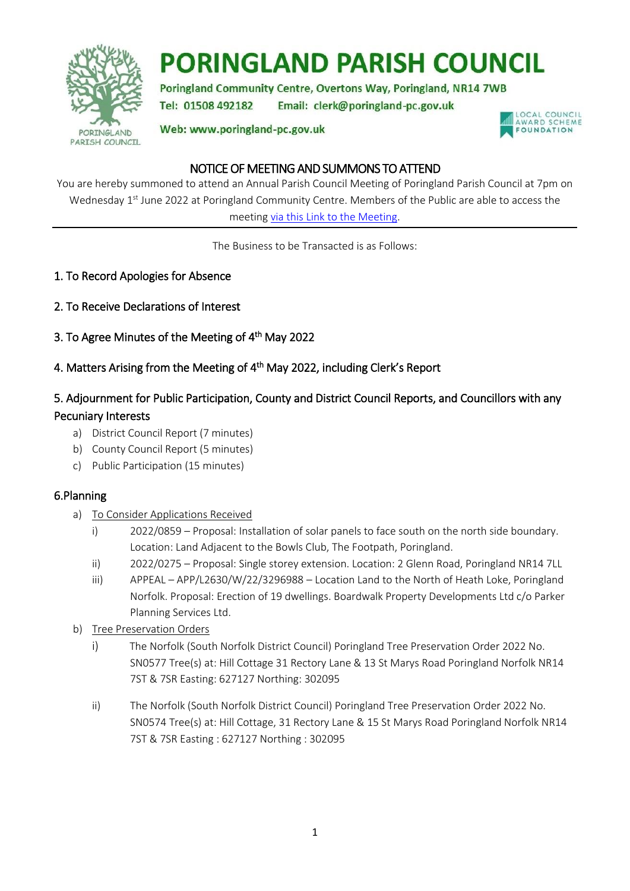# PORINGLAND PARISH COUNCIL

Poringland Community Centre, Overtons Way, Poringland, NR14 7WB

Tel: 01508 492182 Email: clerk@poringland-pc.gov.uk

Web: www.poringland-pc.gov.uk

LOCAL COUNCIL AWARD SCHEME FOUNDATION

## NOTICE OF MEETING AND SUMMONS TO ATTEND

You are hereby summoned to attend an Annual Parish Council Meeting of Poringland Parish Council at 7pm on Wednesday 1st June 2022 at Poringland Community Centre. Members of the Public are able to access the meeting via this Link to the Meeting.

---

The Business to be Transacted is as Follows:

### 1. To Record Apologies for Absence

### 2. To Receive Declarations of Interest

### 3. To Agree Minutes of the Meeting of 4th May 2022

### 4. Matters Arising from the Meeting of 4th May 2022, including Clerk's Report

### 5. Adjournment for Public Participation, County and District Council Reports, and Councillors with any Pecuniary Interests

a) District Council Report (7 minutes)
b) County Council Report (5 minutes)
c) Public Participation (15 minutes)

### 6.Planning

a) To Consider Applications Received

i) 2022/0859 – Proposal: Installation of solar panels to face south on the north side boundary. Location: Land Adjacent to the Bowls Club, The Footpath, Poringland.

ii) 2022/0275 – Proposal: Single storey extension. Location: 2 Glenn Road, Poringland NR14 7LL

iii) APPEAL – APP/L2630/W/22/3296988 – Location Land to the North of Heath Loke, Poringland Norfolk. Proposal: Erection of 19 dwellings. Boardwalk Property Developments Ltd c/o Parker Planning Services Ltd.

b) Tree Preservation Orders

i) The Norfolk (South Norfolk District Council) Poringland Tree Preservation Order 2022 No. SN0577 Tree(s) at: Hill Cottage 31 Rectory Lane & 13 St Marys Road Poringland Norfolk NR14 7ST & 7SR Easting: 627127 Northing: 302095

ii) The Norfolk (South Norfolk District Council) Poringland Tree Preservation Order 2022 No. SN0574 Tree(s) at: Hill Cottage, 31 Rectory Lane & 15 St Marys Road Poringland Norfolk NR14 7ST & 7SR Easting : 627127 Northing : 302095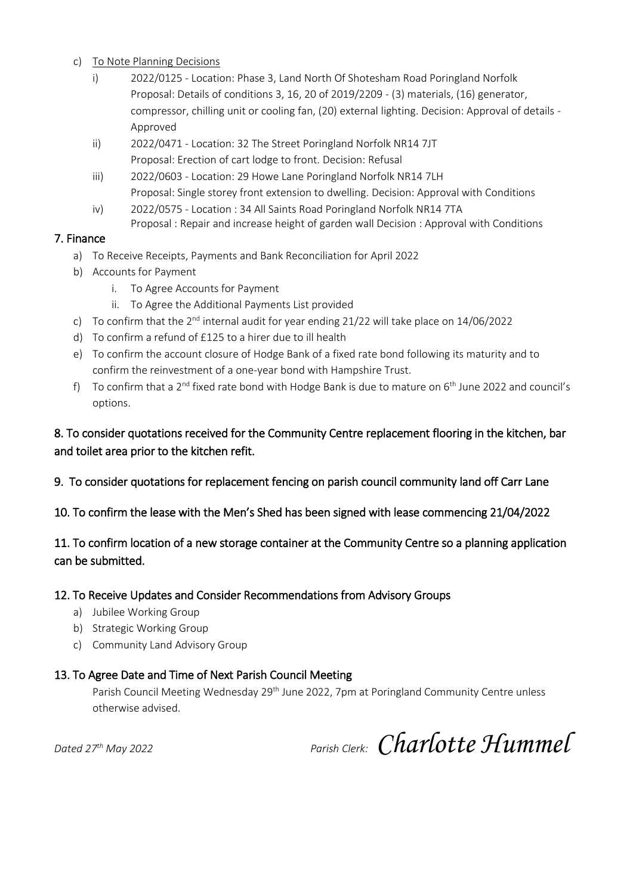c) To Note Planning Decisions

   i) 2022/0125 - Location: Phase 3, Land North Of Shotesham Road Poringland Norfolk
   Proposal: Details of conditions 3, 16, 20 of 2019/2209 - (3) materials, (16) generator, compressor, chilling unit or cooling fan, (20) external lighting. Decision: Approval of details - Approved

   ii) 2022/0471 - Location: 32 The Street Poringland Norfolk NR14 7JT
   Proposal: Erection of cart lodge to front. Decision: Refusal

   iii) 2022/0603 - Location: 29 Howe Lane Poringland Norfolk NR14 7LH
   Proposal: Single storey front extension to dwelling. Decision: Approval with Conditions

   iv) 2022/0575 - Location : 34 All Saints Road Poringland Norfolk NR14 7TA
   Proposal : Repair and increase height of garden wall Decision : Approval with Conditions

## 7. Finance

a) To Receive Receipts, Payments and Bank Reconciliation for April 2022

b) Accounts for Payment
   i. To Agree Accounts for Payment
   ii. To Agree the Additional Payments List provided

c) To confirm that the 2nd internal audit for year ending 21/22 will take place on 14/06/2022

d) To confirm a refund of £125 to a hirer due to ill health

e) To confirm the account closure of Hodge Bank of a fixed rate bond following its maturity and to confirm the reinvestment of a one-year bond with Hampshire Trust.

f) To confirm that a 2nd fixed rate bond with Hodge Bank is due to mature on 6th June 2022 and council's options.

## 8. To consider quotations received for the Community Centre replacement flooring in the kitchen, bar and toilet area prior to the kitchen refit.

## 9. To consider quotations for replacement fencing on parish council community land off Carr Lane

## 10. To confirm the lease with the Men's Shed has been signed with lease commencing 21/04/2022

## 11. To confirm location of a new storage container at the Community Centre so a planning application can be submitted.

## 12. To Receive Updates and Consider Recommendations from Advisory Groups

a) Jubilee Working Group

b) Strategic Working Group

c) Community Land Advisory Group

## 13. To Agree Date and Time of Next Parish Council Meeting

Parish Council Meeting Wednesday 29th June 2022, 7pm at Poringland Community Centre unless otherwise advised.

*Dated 27th May 2022* *Parish Clerk:* *Charlotte Hummel*